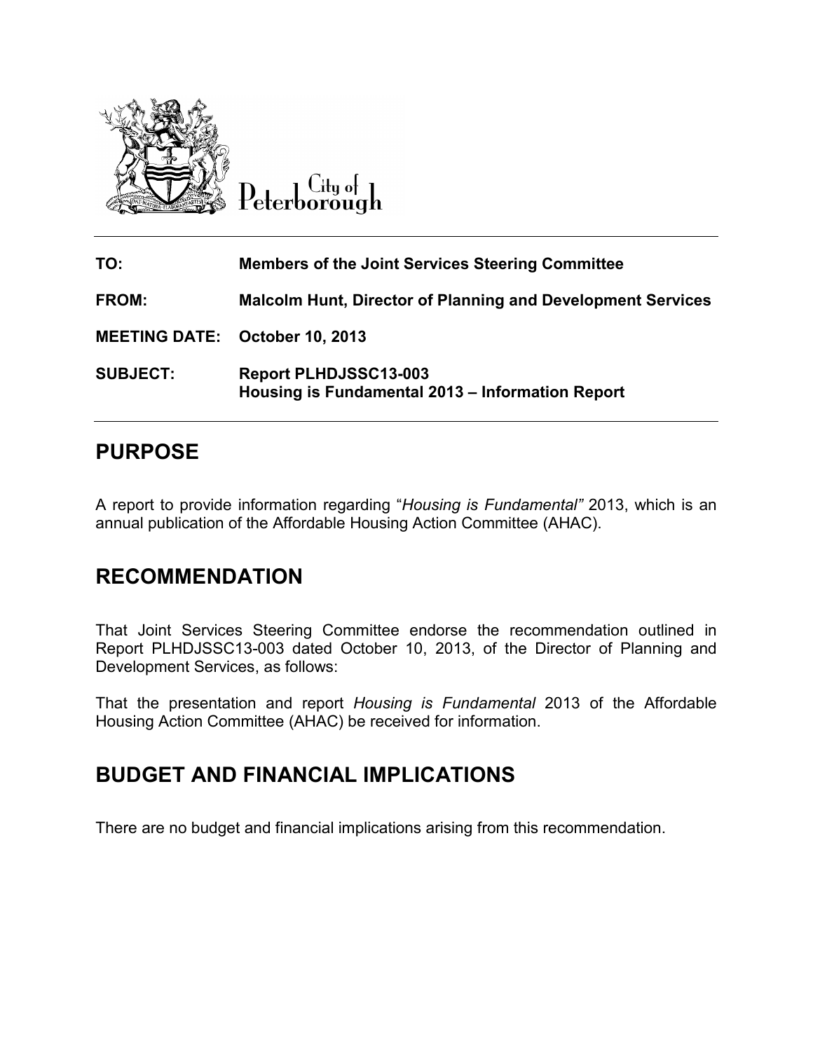City of Peterborough

| | |
|---|---|
| **TO:** | **Members of the Joint Services Steering Committee** |
| **FROM:** | **Malcolm Hunt, Director of Planning and Development Services** |
| **MEETING DATE:** | **October 10, 2013** |
| **SUBJECT:** | **Report PLHDJSSC13-003**<br>**Housing is Fundamental 2013 – Information Report** |

## PURPOSE

A report to provide information regarding "*Housing is Fundamental"* 2013, which is an annual publication of the Affordable Housing Action Committee (AHAC).

## RECOMMENDATION

That Joint Services Steering Committee endorse the recommendation outlined in Report PLHDJSSC13-003 dated October 10, 2013, of the Director of Planning and Development Services, as follows:

That the presentation and report *Housing is Fundamental* 2013 of the Affordable Housing Action Committee (AHAC) be received for information.

## BUDGET AND FINANCIAL IMPLICATIONS

There are no budget and financial implications arising from this recommendation.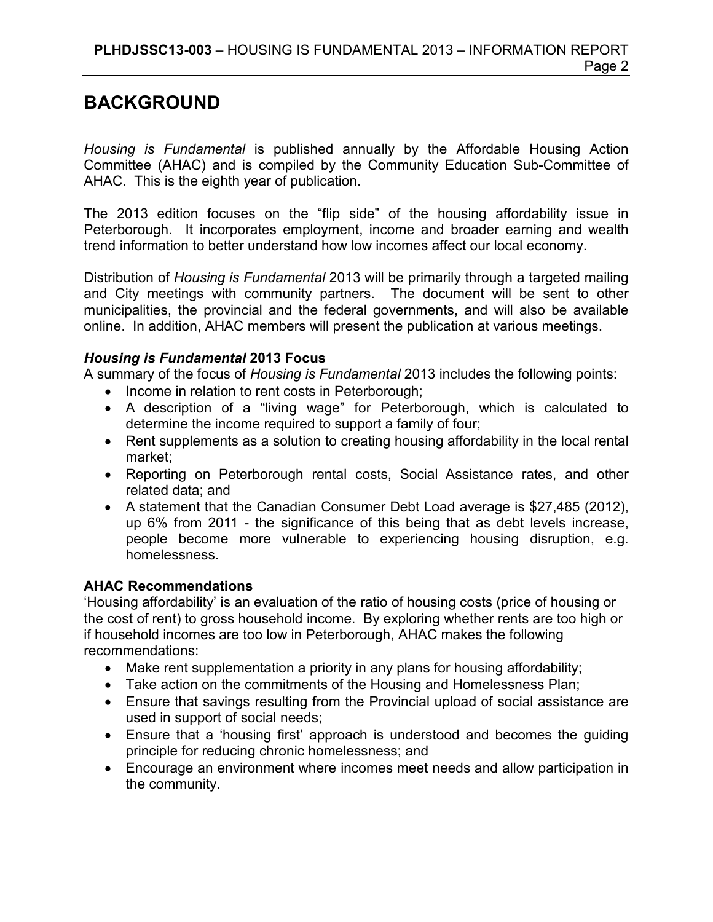# BACKGROUND

*Housing is Fundamental* is published annually by the Affordable Housing Action Committee (AHAC) and is compiled by the Community Education Sub-Committee of AHAC. This is the eighth year of publication.

The 2013 edition focuses on the "flip side" of the housing affordability issue in Peterborough. It incorporates employment, income and broader earning and wealth trend information to better understand how low incomes affect our local economy.

Distribution of *Housing is Fundamental* 2013 will be primarily through a targeted mailing and City meetings with community partners. The document will be sent to other municipalities, the provincial and the federal governments, and will also be available online. In addition, AHAC members will present the publication at various meetings.

### *Housing is Fundamental* 2013 Focus

A summary of the focus of *Housing is Fundamental* 2013 includes the following points:

- Income in relation to rent costs in Peterborough;
- A description of a "living wage" for Peterborough, which is calculated to determine the income required to support a family of four;
- Rent supplements as a solution to creating housing affordability in the local rental market;
- Reporting on Peterborough rental costs, Social Assistance rates, and other related data; and
- A statement that the Canadian Consumer Debt Load average is $27,485 (2012), up 6% from 2011 - the significance of this being that as debt levels increase, people become more vulnerable to experiencing housing disruption, e.g. homelessness.

### AHAC Recommendations

'Housing affordability' is an evaluation of the ratio of housing costs (price of housing or the cost of rent) to gross household income. By exploring whether rents are too high or if household incomes are too low in Peterborough, AHAC makes the following recommendations:

- Make rent supplementation a priority in any plans for housing affordability;
- Take action on the commitments of the Housing and Homelessness Plan;
- Ensure that savings resulting from the Provincial upload of social assistance are used in support of social needs;
- Ensure that a 'housing first' approach is understood and becomes the guiding principle for reducing chronic homelessness; and
- Encourage an environment where incomes meet needs and allow participation in the community.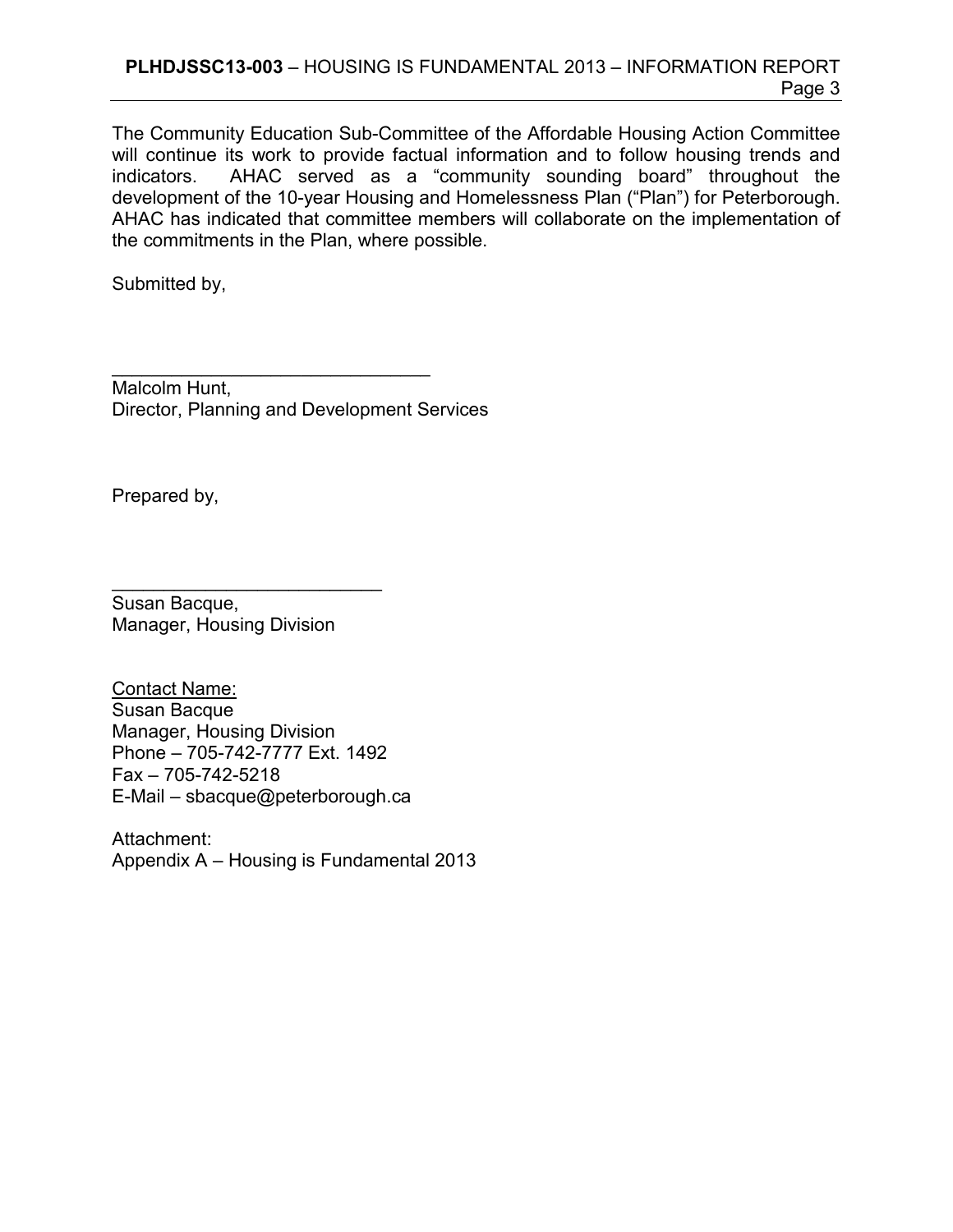The Community Education Sub-Committee of the Affordable Housing Action Committee will continue its work to provide factual information and to follow housing trends and indicators. AHAC served as a "community sounding board" throughout the development of the 10-year Housing and Homelessness Plan ("Plan") for Peterborough. AHAC has indicated that committee members will collaborate on the implementation of the commitments in the Plan, where possible.

Submitted by,

\_\_\_\_\_\_\_\_\_\_\_\_\_\_\_\_\_\_\_\_\_\_\_\_\_\_\_\_\_\_\_\_
Malcolm Hunt,
Director, Planning and Development Services

Prepared by,

\_\_\_\_\_\_\_\_\_\_\_\_\_\_\_\_\_\_\_\_\_\_\_\_\_\_\_
Susan Bacque,
Manager, Housing Division

<u>Contact Name:</u>
Susan Bacque
Manager, Housing Division
Phone – 705-742-7777 Ext. 1492
Fax – 705-742-5218
E-Mail – sbacque@peterborough.ca

Attachment:
Appendix A – Housing is Fundamental 2013